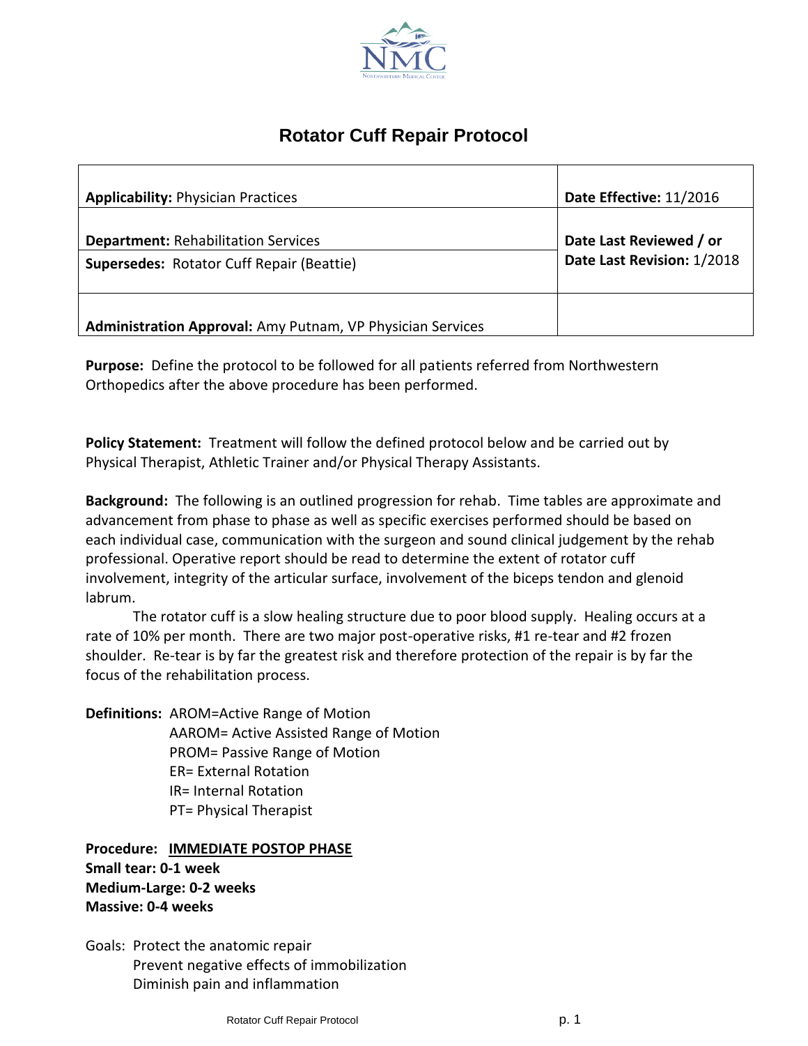# Rotator Cuff Repair Protocol

| | |
|---|---|
| **Applicability:** Physician Practices | **Date Effective:** 11/2016 |
| **Department:** Rehabilitation Services<br>**Supersedes:** Rotator Cuff Repair (Beattie) | **Date Last Reviewed / or Date Last Revision:** 1/2018 |
| **Administration Approval:** Amy Putnam, VP Physician Services | |

**Purpose:** Define the protocol to be followed for all patients referred from Northwestern Orthopedics after the above procedure has been performed.

**Policy Statement:** Treatment will follow the defined protocol below and be carried out by Physical Therapist, Athletic Trainer and/or Physical Therapy Assistants.

**Background:** The following is an outlined progression for rehab. Time tables are approximate and advancement from phase to phase as well as specific exercises performed should be based on each individual case, communication with the surgeon and sound clinical judgement by the rehab professional. Operative report should be read to determine the extent of rotator cuff involvement, integrity of the articular surface, involvement of the biceps tendon and glenoid labrum.

The rotator cuff is a slow healing structure due to poor blood supply. Healing occurs at a rate of 10% per month. There are two major post-operative risks, #1 re-tear and #2 frozen shoulder. Re-tear is by far the greatest risk and therefore protection of the repair is by far the focus of the rehabilitation process.

**Definitions:**
- AROM=Active Range of Motion
- AAROM= Active Assisted Range of Motion
- PROM= Passive Range of Motion
- ER= External Rotation
- IR= Internal Rotation
- PT= Physical Therapist

**Procedure:** **IMMEDIATE POSTOP PHASE**

**Small tear: 0-1 week**
**Medium-Large: 0-2 weeks**
**Massive: 0-4 weeks**

Goals:
- Protect the anatomic repair
- Prevent negative effects of immobilization
- Diminish pain and inflammation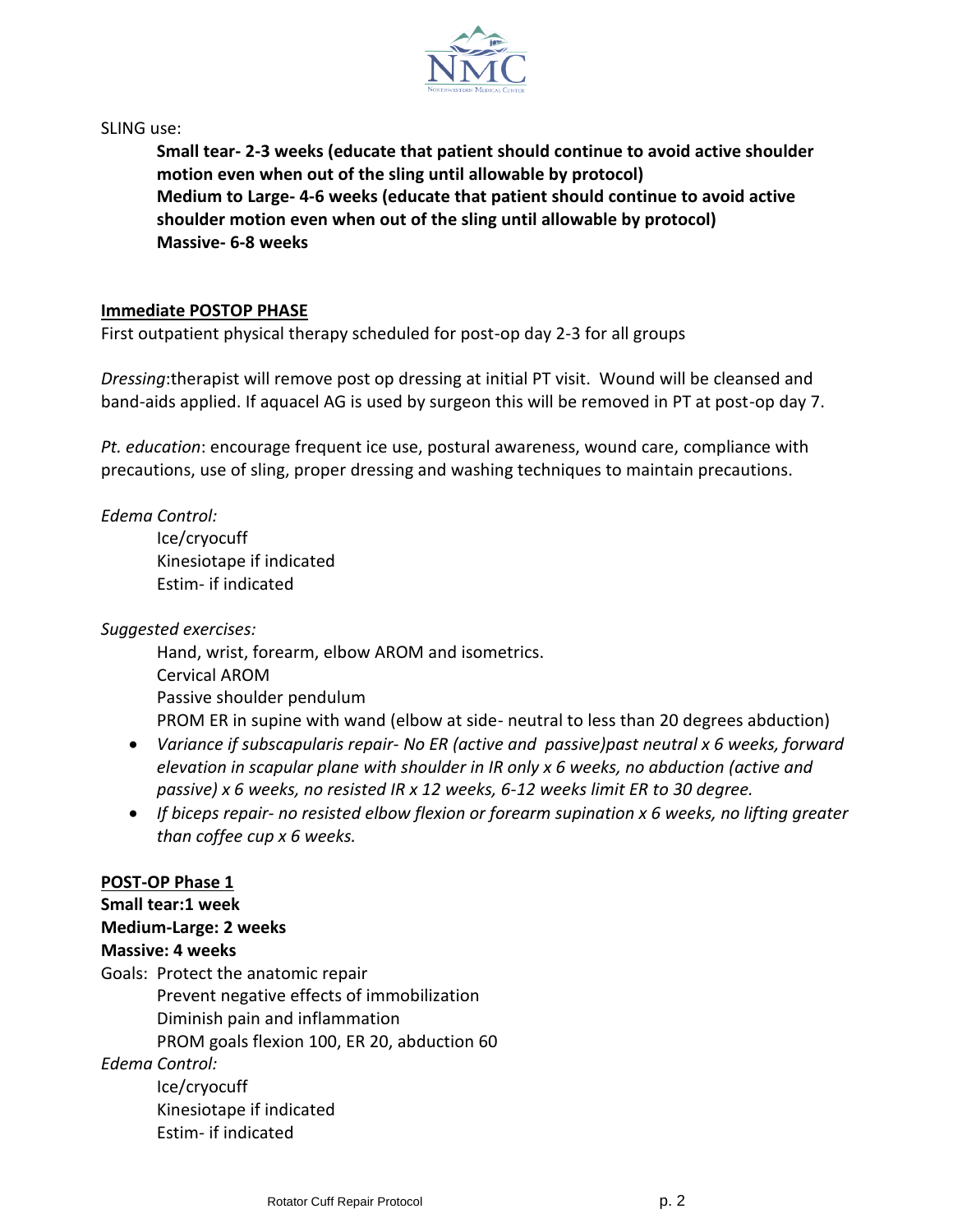SLING use:

**Small tear- 2-3 weeks (educate that patient should continue to avoid active shoulder motion even when out of the sling until allowable by protocol)**
**Medium to Large- 4-6 weeks (educate that patient should continue to avoid active shoulder motion even when out of the sling until allowable by protocol)**
**Massive- 6-8 weeks**

**<u>Immediate POSTOP PHASE</u>**

First outpatient physical therapy scheduled for post-op day 2-3 for all groups

*Dressing*:therapist will remove post op dressing at initial PT visit. Wound will be cleansed and band-aids applied. If aquacel AG is used by surgeon this will be removed in PT at post-op day 7.

*Pt. education*: encourage frequent ice use, postural awareness, wound care, compliance with precautions, use of sling, proper dressing and washing techniques to maintain precautions.

*Edema Control:*

Ice/cryocuff
Kinesiotape if indicated
Estim- if indicated

*Suggested exercises:*

Hand, wrist, forearm, elbow AROM and isometrics.
Cervical AROM
Passive shoulder pendulum
PROM ER in supine with wand (elbow at side- neutral to less than 20 degrees abduction)

- *Variance if subscapularis repair- No ER (active and passive)past neutral x 6 weeks, forward elevation in scapular plane with shoulder in IR only x 6 weeks, no abduction (active and passive) x 6 weeks, no resisted IR x 12 weeks, 6-12 weeks limit ER to 30 degree.*
- *If biceps repair- no resisted elbow flexion or forearm supination x 6 weeks, no lifting greater than coffee cup x 6 weeks.*

**<u>POST-OP Phase 1</u>**

**Small tear:1 week**
**Medium-Large: 2 weeks**
**Massive: 4 weeks**

Goals: Protect the anatomic repair
Prevent negative effects of immobilization
Diminish pain and inflammation
PROM goals flexion 100, ER 20, abduction 60

*Edema Control:*

Ice/cryocuff
Kinesiotape if indicated
Estim- if indicated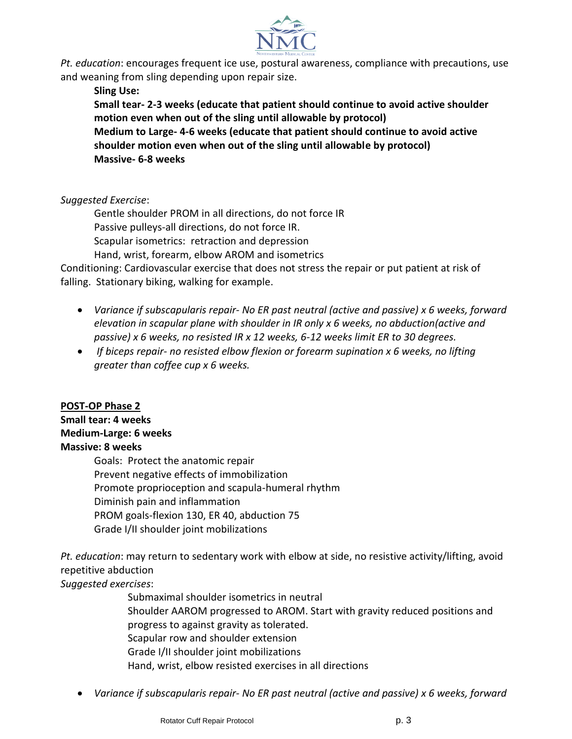*Pt. education*: encourages frequent ice use, postural awareness, compliance with precautions, use and weaning from sling depending upon repair size.

**Sling Use:**

**Small tear- 2-3 weeks (educate that patient should continue to avoid active shoulder motion even when out of the sling until allowable by protocol)**

**Medium to Large- 4-6 weeks (educate that patient should continue to avoid active shoulder motion even when out of the sling until allowable by protocol)**

**Massive- 6-8 weeks**

*Suggested Exercise*:

Gentle shoulder PROM in all directions, do not force IR

Passive pulleys-all directions, do not force IR.

Scapular isometrics: retraction and depression

Hand, wrist, forearm, elbow AROM and isometrics

Conditioning: Cardiovascular exercise that does not stress the repair or put patient at risk of falling. Stationary biking, walking for example.

- *Variance if subscapularis repair- No ER past neutral (active and passive) x 6 weeks, forward elevation in scapular plane with shoulder in IR only x 6 weeks, no abduction(active and passive) x 6 weeks, no resisted IR x 12 weeks, 6-12 weeks limit ER to 30 degrees.*
- *If biceps repair- no resisted elbow flexion or forearm supination x 6 weeks, no lifting greater than coffee cup x 6 weeks.*

**<u>POST-OP Phase 2</u>**

**Small tear: 4 weeks**

**Medium-Large: 6 weeks**

**Massive: 8 weeks**

Goals: Protect the anatomic repair

Prevent negative effects of immobilization

Promote proprioception and scapula-humeral rhythm

Diminish pain and inflammation

PROM goals-flexion 130, ER 40, abduction 75

Grade I/II shoulder joint mobilizations

*Pt. education*: may return to sedentary work with elbow at side, no resistive activity/lifting, avoid repetitive abduction

*Suggested exercises*:

Submaximal shoulder isometrics in neutral

Shoulder AAROM progressed to AROM. Start with gravity reduced positions and progress to against gravity as tolerated.

Scapular row and shoulder extension

Grade I/II shoulder joint mobilizations

Hand, wrist, elbow resisted exercises in all directions

- *Variance if subscapularis repair- No ER past neutral (active and passive) x 6 weeks, forward*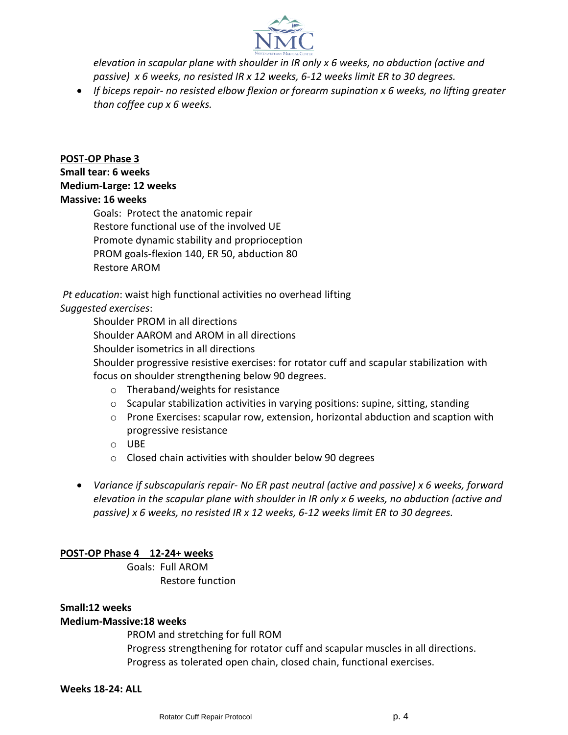*elevation in scapular plane with shoulder in IR only x 6 weeks, no abduction (active and passive) x 6 weeks, no resisted IR x 12 weeks, 6-12 weeks limit ER to 30 degrees.*

- *If biceps repair- no resisted elbow flexion or forearm supination x 6 weeks, no lifting greater than coffee cup x 6 weeks.*

**POST-OP Phase 3**

**Small tear: 6 weeks**
**Medium-Large: 12 weeks**
**Massive: 16 weeks**

Goals: Protect the anatomic repair
Restore functional use of the involved UE
Promote dynamic stability and proprioception
PROM goals-flexion 140, ER 50, abduction 80
Restore AROM

*Pt education*: waist high functional activities no overhead lifting

*Suggested exercises*:

Shoulder PROM in all directions
Shoulder AAROM and AROM in all directions
Shoulder isometrics in all directions
Shoulder progressive resistive exercises: for rotator cuff and scapular stabilization with focus on shoulder strengthening below 90 degrees.

- Theraband/weights for resistance
- Scapular stabilization activities in varying positions: supine, sitting, standing
- Prone Exercises: scapular row, extension, horizontal abduction and scaption with progressive resistance
- UBE
- Closed chain activities with shoulder below 90 degrees

- *Variance if subscapularis repair- No ER past neutral (active and passive) x 6 weeks, forward elevation in the scapular plane with shoulder in IR only x 6 weeks, no abduction (active and passive) x 6 weeks, no resisted IR x 12 weeks, 6-12 weeks limit ER to 30 degrees.*

**POST-OP Phase 4 12-24+ weeks**

Goals: Full AROM
Restore function

**Small:12 weeks**
**Medium-Massive:18 weeks**

PROM and stretching for full ROM
Progress strengthening for rotator cuff and scapular muscles in all directions.
Progress as tolerated open chain, closed chain, functional exercises.

**Weeks 18-24: ALL**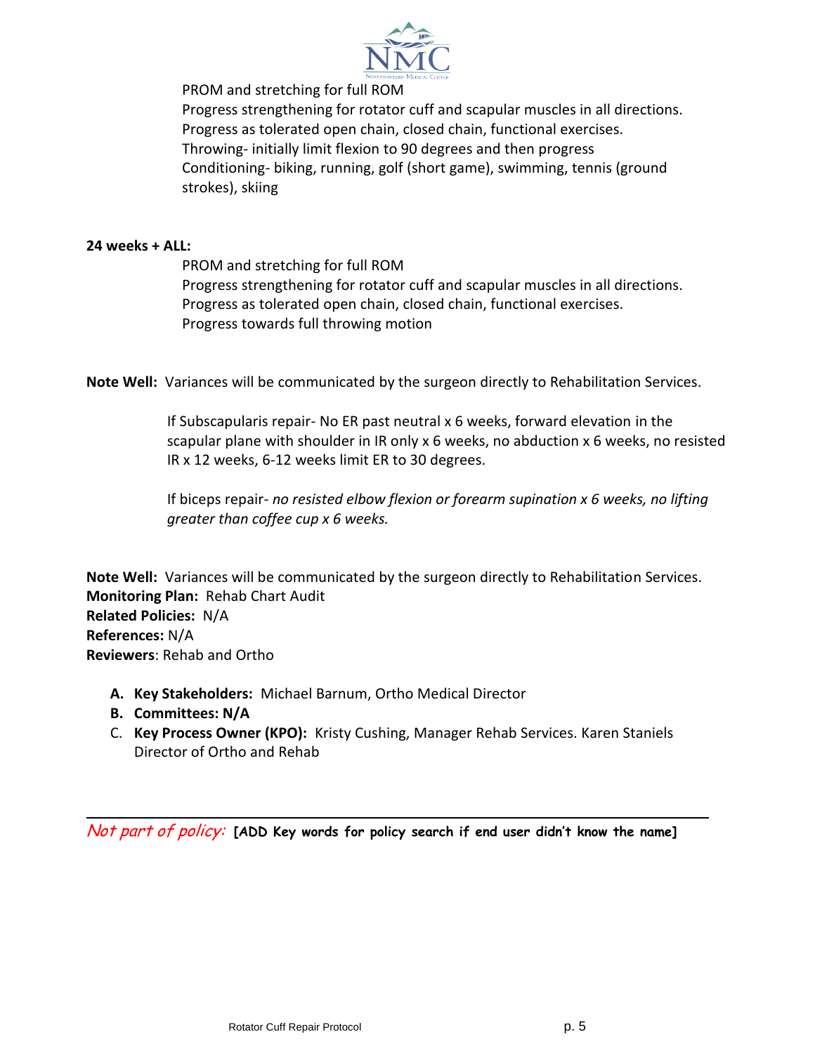PROM and stretching for full ROM
Progress strengthening for rotator cuff and scapular muscles in all directions.
Progress as tolerated open chain, closed chain, functional exercises.
Throwing- initially limit flexion to 90 degrees and then progress
Conditioning- biking, running, golf (short game), swimming, tennis (ground strokes), skiing

**24 weeks + ALL:**

PROM and stretching for full ROM
Progress strengthening for rotator cuff and scapular muscles in all directions.
Progress as tolerated open chain, closed chain, functional exercises.
Progress towards full throwing motion

**Note Well:** Variances will be communicated by the surgeon directly to Rehabilitation Services.

If Subscapularis repair- No ER past neutral x 6 weeks, forward elevation in the scapular plane with shoulder in IR only x 6 weeks, no abduction x 6 weeks, no resisted IR x 12 weeks, 6-12 weeks limit ER to 30 degrees.

If biceps repair- *no resisted elbow flexion or forearm supination x 6 weeks, no lifting greater than coffee cup x 6 weeks.*

**Note Well:** Variances will be communicated by the surgeon directly to Rehabilitation Services.
**Monitoring Plan:** Rehab Chart Audit
**Related Policies:** N/A
**References:** N/A
**Reviewers**: Rehab and Ortho

A. **Key Stakeholders:** Michael Barnum, Ortho Medical Director
B. **Committees: N/A**
C. **Key Process Owner (KPO):** Kristy Cushing, Manager Rehab Services. Karen Staniels Director of Ortho and Rehab

---

*Not part of policy:* **[ADD Key words for policy search if end user didn't know the name]**